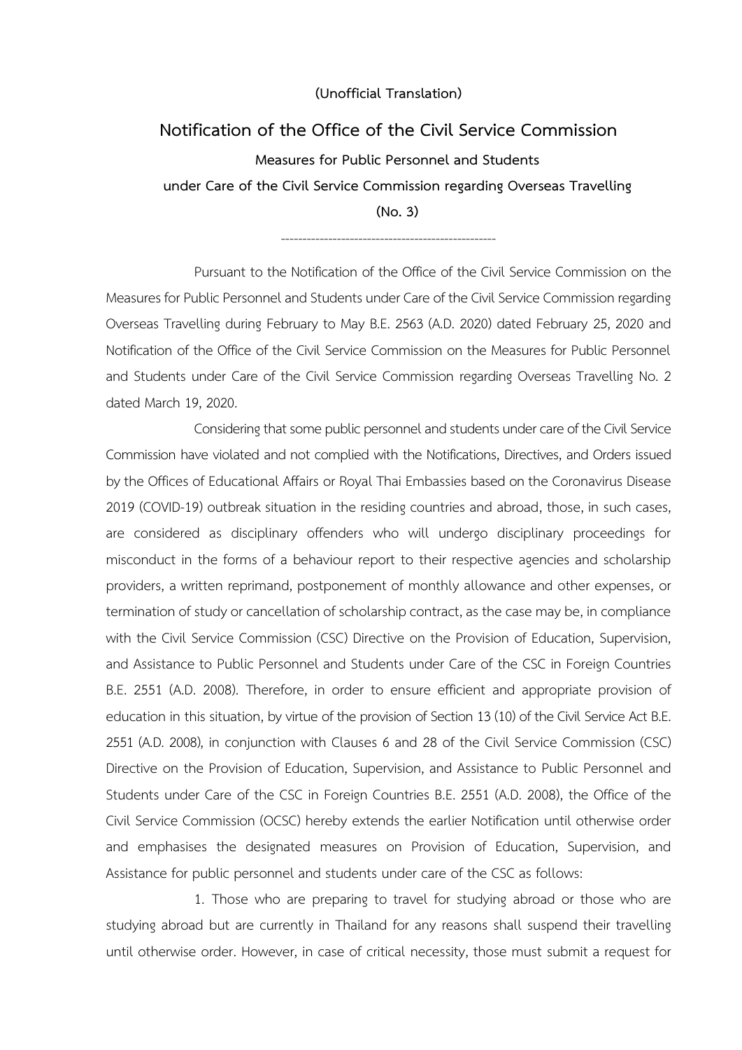**(Unofficial Translation)**

# Notification of the Office of the Civil Service Commission

## Measures for Public Personnel and Students under Care of the Civil Service Commission regarding Overseas Travelling (No. 3)

---

Pursuant to the Notification of the Office of the Civil Service Commission on the Measures for Public Personnel and Students under Care of the Civil Service Commission regarding Overseas Travelling during February to May B.E. 2563 (A.D. 2020) dated February 25, 2020 and Notification of the Office of the Civil Service Commission on the Measures for Public Personnel and Students under Care of the Civil Service Commission regarding Overseas Travelling No. 2 dated March 19, 2020.

Considering that some public personnel and students under care of the Civil Service Commission have violated and not complied with the Notifications, Directives, and Orders issued by the Offices of Educational Affairs or Royal Thai Embassies based on the Coronavirus Disease 2019 (COVID-19) outbreak situation in the residing countries and abroad, those, in such cases, are considered as disciplinary offenders who will undergo disciplinary proceedings for misconduct in the forms of a behaviour report to their respective agencies and scholarship providers, a written reprimand, postponement of monthly allowance and other expenses, or termination of study or cancellation of scholarship contract, as the case may be, in compliance with the Civil Service Commission (CSC) Directive on the Provision of Education, Supervision, and Assistance to Public Personnel and Students under Care of the CSC in Foreign Countries B.E. 2551 (A.D. 2008). Therefore, in order to ensure efficient and appropriate provision of education in this situation, by virtue of the provision of Section 13 (10) of the Civil Service Act B.E. 2551 (A.D. 2008), in conjunction with Clauses 6 and 28 of the Civil Service Commission (CSC) Directive on the Provision of Education, Supervision, and Assistance to Public Personnel and Students under Care of the CSC in Foreign Countries B.E. 2551 (A.D. 2008), the Office of the Civil Service Commission (OCSC) hereby extends the earlier Notification until otherwise order and emphasises the designated measures on Provision of Education, Supervision, and Assistance for public personnel and students under care of the CSC as follows:

1. Those who are preparing to travel for studying abroad or those who are studying abroad but are currently in Thailand for any reasons shall suspend their travelling until otherwise order. However, in case of critical necessity, those must submit a request for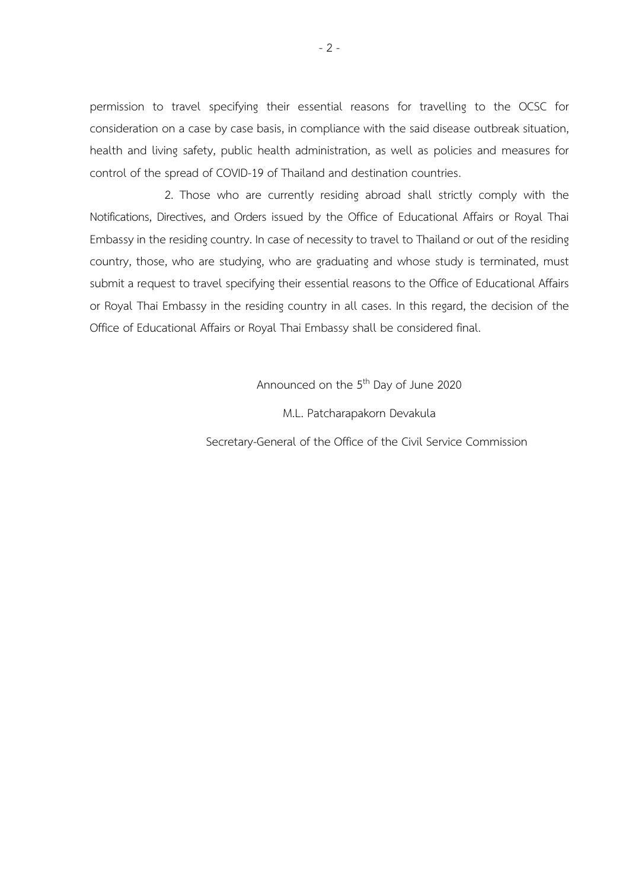permission to travel specifying their essential reasons for travelling to the OCSC for consideration on a case by case basis, in compliance with the said disease outbreak situation, health and living safety, public health administration, as well as policies and measures for control of the spread of COVID-19 of Thailand and destination countries.

2. Those who are currently residing abroad shall strictly comply with the Notifications, Directives, and Orders issued by the Office of Educational Affairs or Royal Thai Embassy in the residing country. In case of necessity to travel to Thailand or out of the residing country, those, who are studying, who are graduating and whose study is terminated, must submit a request to travel specifying their essential reasons to the Office of Educational Affairs or Royal Thai Embassy in the residing country in all cases. In this regard, the decision of the Office of Educational Affairs or Royal Thai Embassy shall be considered final.

Announced on the 5th Day of June 2020

M.L. Patcharapakorn Devakula

Secretary-General of the Office of the Civil Service Commission